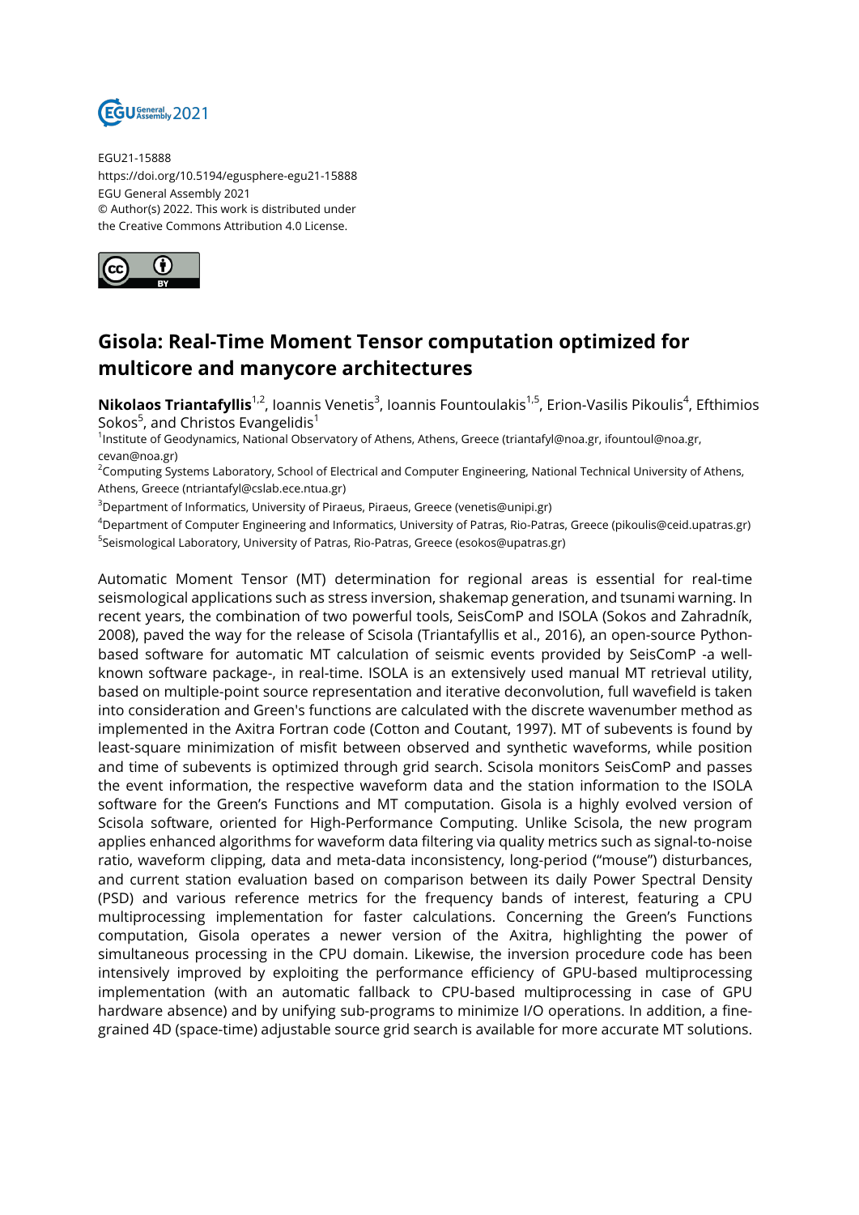EGU21-15888
https://doi.org/10.5194/egusphere-egu21-15888
EGU General Assembly 2021
© Author(s) 2022. This work is distributed under the Creative Commons Attribution 4.0 License.

# Gisola: Real-Time Moment Tensor computation optimized for multicore and manycore architectures

**Nikolaos Triantafyllis**[1,2], Ioannis Venetis[3], Ioannis Fountoulakis[1,5], Erion-Vasilis Pikoulis[4], Efthimios Sokos[5], and Christos Evangelidis[1]

[1]Institute of Geodynamics, National Observatory of Athens, Athens, Greece (triantafyl@noa.gr, ifountoul@noa.gr, cevan@noa.gr)

[2]Computing Systems Laboratory, School of Electrical and Computer Engineering, National Technical University of Athens, Athens, Greece (ntriantafyl@cslab.ece.ntua.gr)

[3]Department of Informatics, University of Piraeus, Piraeus, Greece (venetis@unipi.gr)

[4]Department of Computer Engineering and Informatics, University of Patras, Rio-Patras, Greece (pikoulis@ceid.upatras.gr)

[5]Seismological Laboratory, University of Patras, Rio-Patras, Greece (esokos@upatras.gr)

Automatic Moment Tensor (MT) determination for regional areas is essential for real-time seismological applications such as stress inversion, shakemap generation, and tsunami warning. In recent years, the combination of two powerful tools, SeisComP and ISOLA (Sokos and Zahradník, 2008), paved the way for the release of Scisola (Triantafyllis et al., 2016), an open-source Python-based software for automatic MT calculation of seismic events provided by SeisComP -a well-known software package-, in real-time. ISOLA is an extensively used manual MT retrieval utility, based on multiple-point source representation and iterative deconvolution, full wavefield is taken into consideration and Green's functions are calculated with the discrete wavenumber method as implemented in the Axitra Fortran code (Cotton and Coutant, 1997). MT of subevents is found by least-square minimization of misfit between observed and synthetic waveforms, while position and time of subevents is optimized through grid search. Scisola monitors SeisComP and passes the event information, the respective waveform data and the station information to the ISOLA software for the Green's Functions and MT computation. Gisola is a highly evolved version of Scisola software, oriented for High-Performance Computing. Unlike Scisola, the new program applies enhanced algorithms for waveform data filtering via quality metrics such as signal-to-noise ratio, waveform clipping, data and meta-data inconsistency, long-period ("mouse") disturbances, and current station evaluation based on comparison between its daily Power Spectral Density (PSD) and various reference metrics for the frequency bands of interest, featuring a CPU multiprocessing implementation for faster calculations. Concerning the Green's Functions computation, Gisola operates a newer version of the Axitra, highlighting the power of simultaneous processing in the CPU domain. Likewise, the inversion procedure code has been intensively improved by exploiting the performance efficiency of GPU-based multiprocessing implementation (with an automatic fallback to CPU-based multiprocessing in case of GPU hardware absence) and by unifying sub-programs to minimize I/O operations. In addition, a fine-grained 4D (space-time) adjustable source grid search is available for more accurate MT solutions.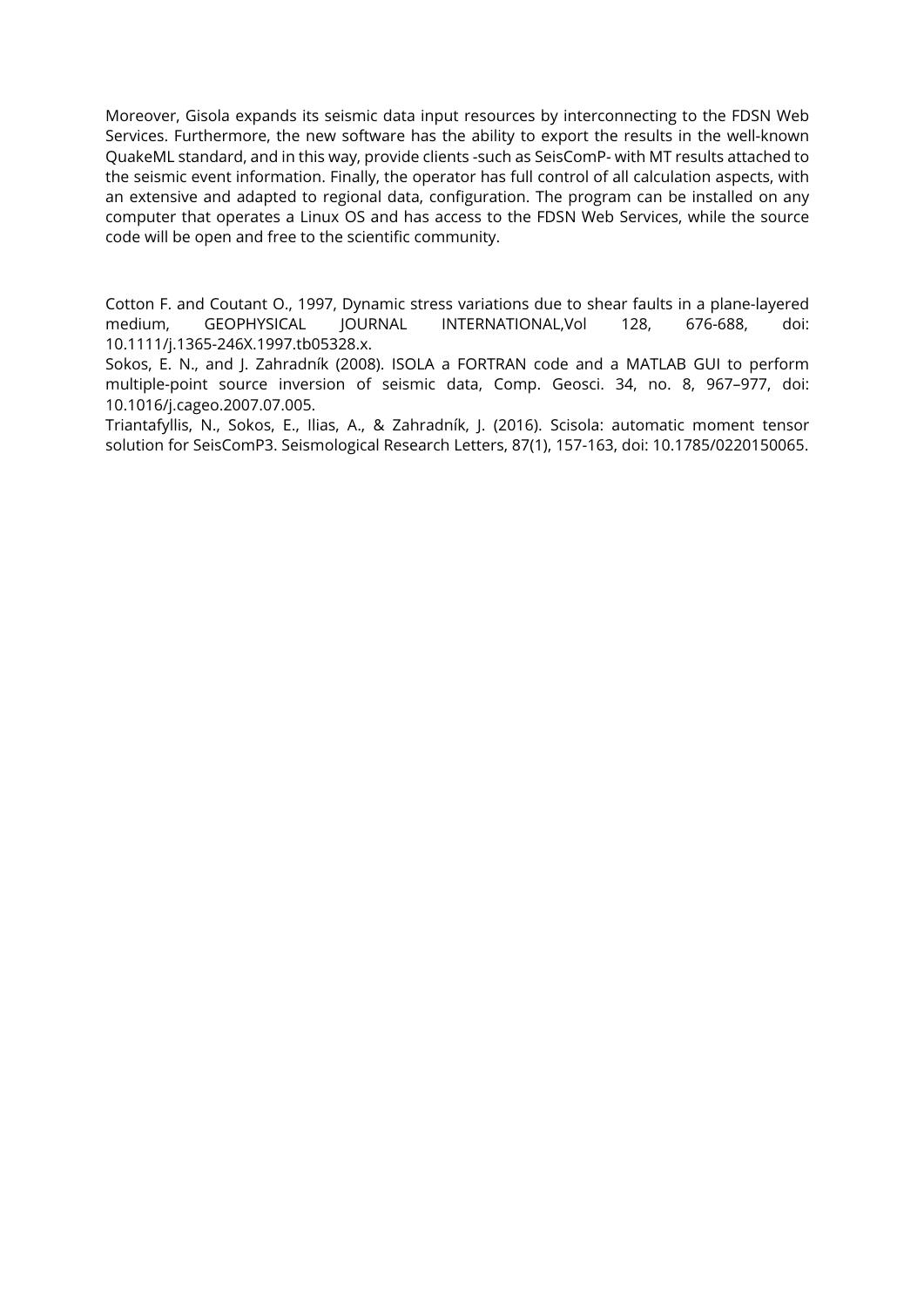Moreover, Gisola expands its seismic data input resources by interconnecting to the FDSN Web Services. Furthermore, the new software has the ability to export the results in the well-known QuakeML standard, and in this way, provide clients -such as SeisComP- with MT results attached to the seismic event information. Finally, the operator has full control of all calculation aspects, with an extensive and adapted to regional data, configuration. The program can be installed on any computer that operates a Linux OS and has access to the FDSN Web Services, while the source code will be open and free to the scientific community.

Cotton F. and Coutant O., 1997, Dynamic stress variations due to shear faults in a plane-layered medium, GEOPHYSICAL JOURNAL INTERNATIONAL,Vol 128, 676-688, doi: 10.1111/j.1365-246X.1997.tb05328.x.

Sokos, E. N., and J. Zahradník (2008). ISOLA a FORTRAN code and a MATLAB GUI to perform multiple-point source inversion of seismic data, Comp. Geosci. 34, no. 8, 967–977, doi: 10.1016/j.cageo.2007.07.005.

Triantafyllis, N., Sokos, E., Ilias, A., & Zahradník, J. (2016). Scisola: automatic moment tensor solution for SeisComP3. Seismological Research Letters, 87(1), 157-163, doi: 10.1785/0220150065.